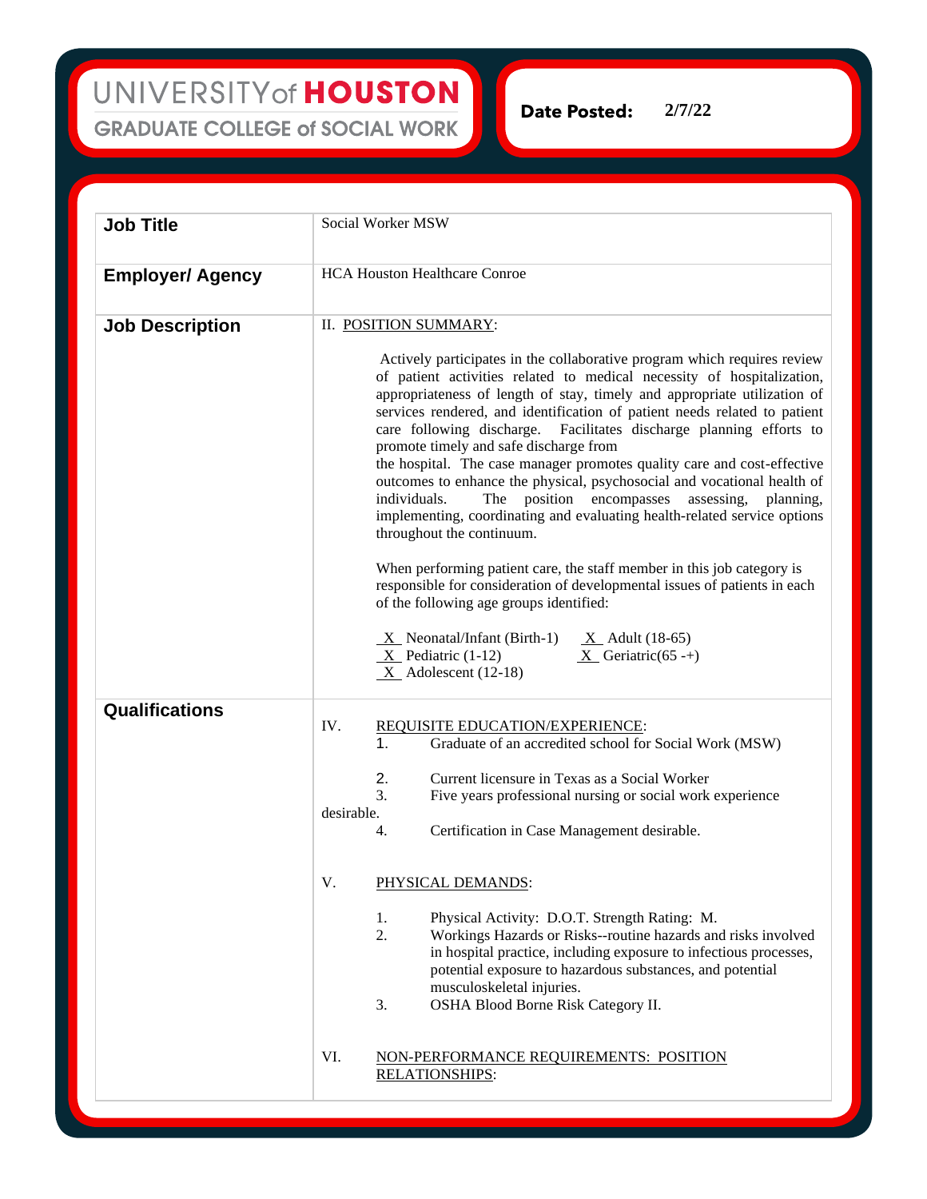# UNIVERSITY of HOUSTON
## GRADUATE COLLEGE of SOCIAL WORK

**Date Posted:** 2/7/22

| | |
|---|---|
| **Job Title** | Social Worker MSW |
| **Employer/ Agency** | HCA Houston Healthcare Conroe |
| **Job Description** | II. POSITION SUMMARY:<br><br>Actively participates in the collaborative program which requires review of patient activities related to medical necessity of hospitalization, appropriateness of length of stay, timely and appropriate utilization of services rendered, and identification of patient needs related to patient care following discharge. Facilitates discharge planning efforts to promote timely and safe discharge from the hospital. The case manager promotes quality care and cost-effective outcomes to enhance the physical, psychosocial and vocational health of individuals. The position encompasses assessing, planning, implementing, coordinating and evaluating health-related service options throughout the continuum.<br><br>When performing patient care, the staff member in this job category is responsible for consideration of developmental issues of patients in each of the following age groups identified:<br><br>X Neonatal/Infant (Birth-1)<br>X Pediatric (1-12)<br>X Adolescent (12-18)<br>X Adult (18-65)<br>X Geriatric(65 -+) |
| **Qualifications** | IV. REQUISITE EDUCATION/EXPERIENCE:<br>1. Graduate of an accredited school for Social Work (MSW)<br>2. Current licensure in Texas as a Social Worker<br>3. Five years professional nursing or social work experience desirable.<br>4. Certification in Case Management desirable.<br><br>V. PHYSICAL DEMANDS:<br>1. Physical Activity: D.O.T. Strength Rating: M.<br>2. Workings Hazards or Risks--routine hazards and risks involved in hospital practice, including exposure to infectious processes, potential exposure to hazardous substances, and potential musculoskeletal injuries.<br>3. OSHA Blood Borne Risk Category II.<br><br>VI. NON-PERFORMANCE REQUIREMENTS: POSITION RELATIONSHIPS: |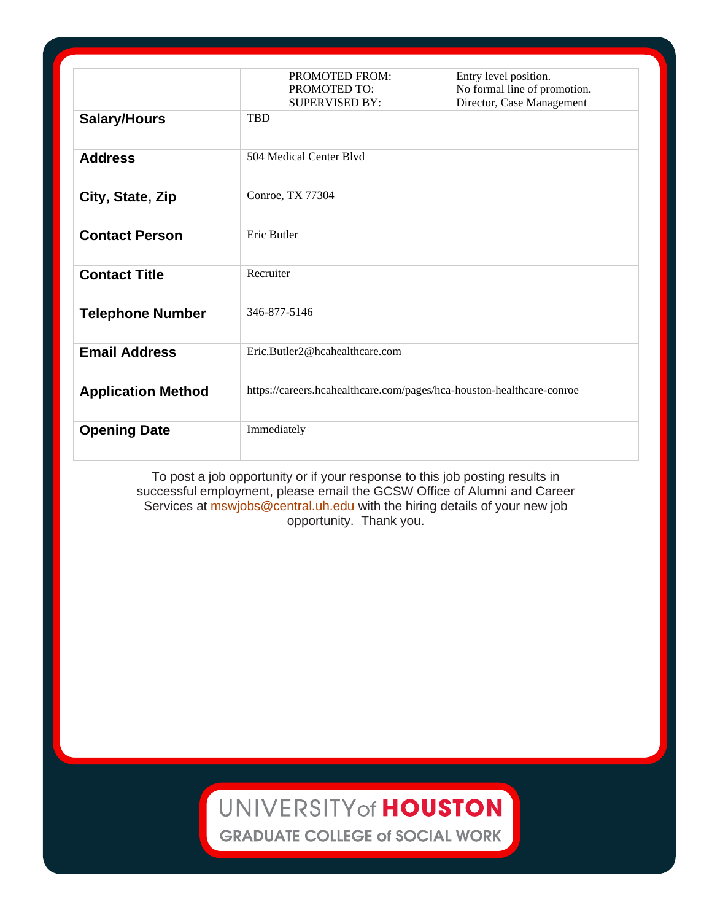| | |
|---|---|
| | PROMOTED FROM: Entry level position.<br>PROMOTED TO: No formal line of promotion.<br>SUPERVISED BY: Director, Case Management |
| **Salary/Hours** | TBD |
| **Address** | 504 Medical Center Blvd |
| **City, State, Zip** | Conroe, TX 77304 |
| **Contact Person** | Eric Butler |
| **Contact Title** | Recruiter |
| **Telephone Number** | 346-877-5146 |
| **Email Address** | Eric.Butler2@hcahealthcare.com |
| **Application Method** | https://careers.hcahealthcare.com/pages/hca-houston-healthcare-conroe |
| **Opening Date** | Immediately |

To post a job opportunity or if your response to this job posting results in successful employment, please email the GCSW Office of Alumni and Career Services at mswjobs@central.uh.edu with the hiring details of your new job opportunity. Thank you.

UNIVERSITY of HOUSTON
GRADUATE COLLEGE of SOCIAL WORK